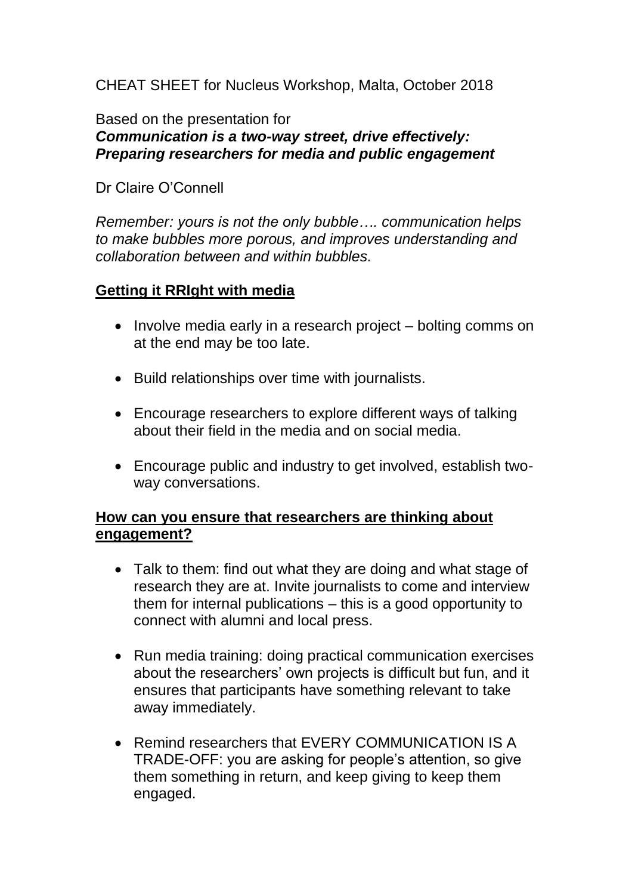CHEAT SHEET for Nucleus Workshop, Malta, October 2018

Based on the presentation for
***Communication is a two-way street, drive effectively: Preparing researchers for media and public engagement***

Dr Claire O'Connell

*Remember: yours is not the only bubble…. communication helps to make bubbles more porous, and improves understanding and collaboration between and within bubbles.*

## Getting it RRIght with media

- Involve media early in a research project – bolting comms on at the end may be too late.
- Build relationships over time with journalists.
- Encourage researchers to explore different ways of talking about their field in the media and on social media.
- Encourage public and industry to get involved, establish two-way conversations.

## How can you ensure that researchers are thinking about engagement?

- Talk to them: find out what they are doing and what stage of research they are at. Invite journalists to come and interview them for internal publications – this is a good opportunity to connect with alumni and local press.
- Run media training: doing practical communication exercises about the researchers' own projects is difficult but fun, and it ensures that participants have something relevant to take away immediately.
- Remind researchers that EVERY COMMUNICATION IS A TRADE-OFF: you are asking for people's attention, so give them something in return, and keep giving to keep them engaged.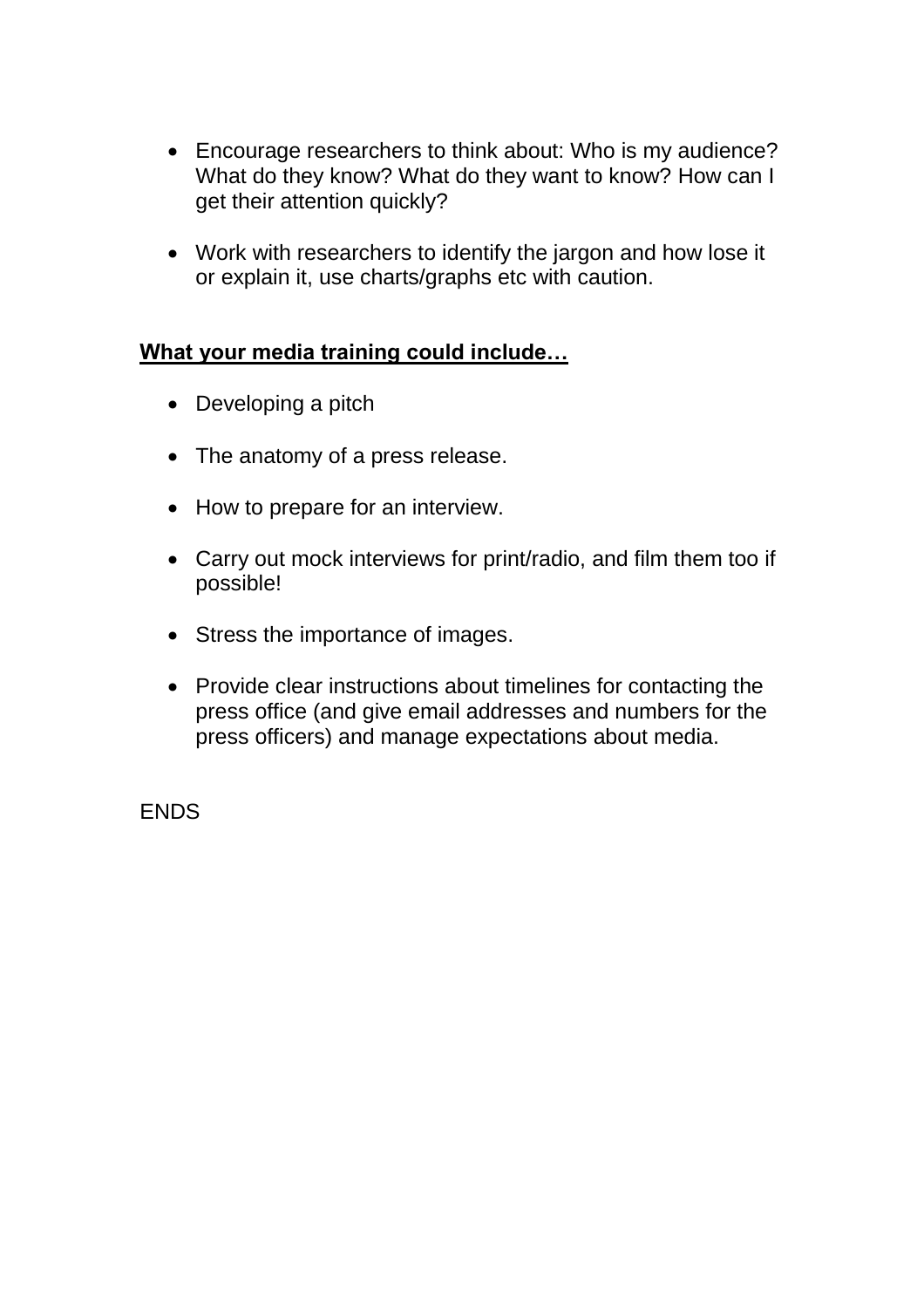- Encourage researchers to think about: Who is my audience? What do they know? What do they want to know? How can I get their attention quickly?

- Work with researchers to identify the jargon and how lose it or explain it, use charts/graphs etc with caution.

**What your media training could include…**

- Developing a pitch

- The anatomy of a press release.

- How to prepare for an interview.

- Carry out mock interviews for print/radio, and film them too if possible!

- Stress the importance of images.

- Provide clear instructions about timelines for contacting the press office (and give email addresses and numbers for the press officers) and manage expectations about media.

ENDS